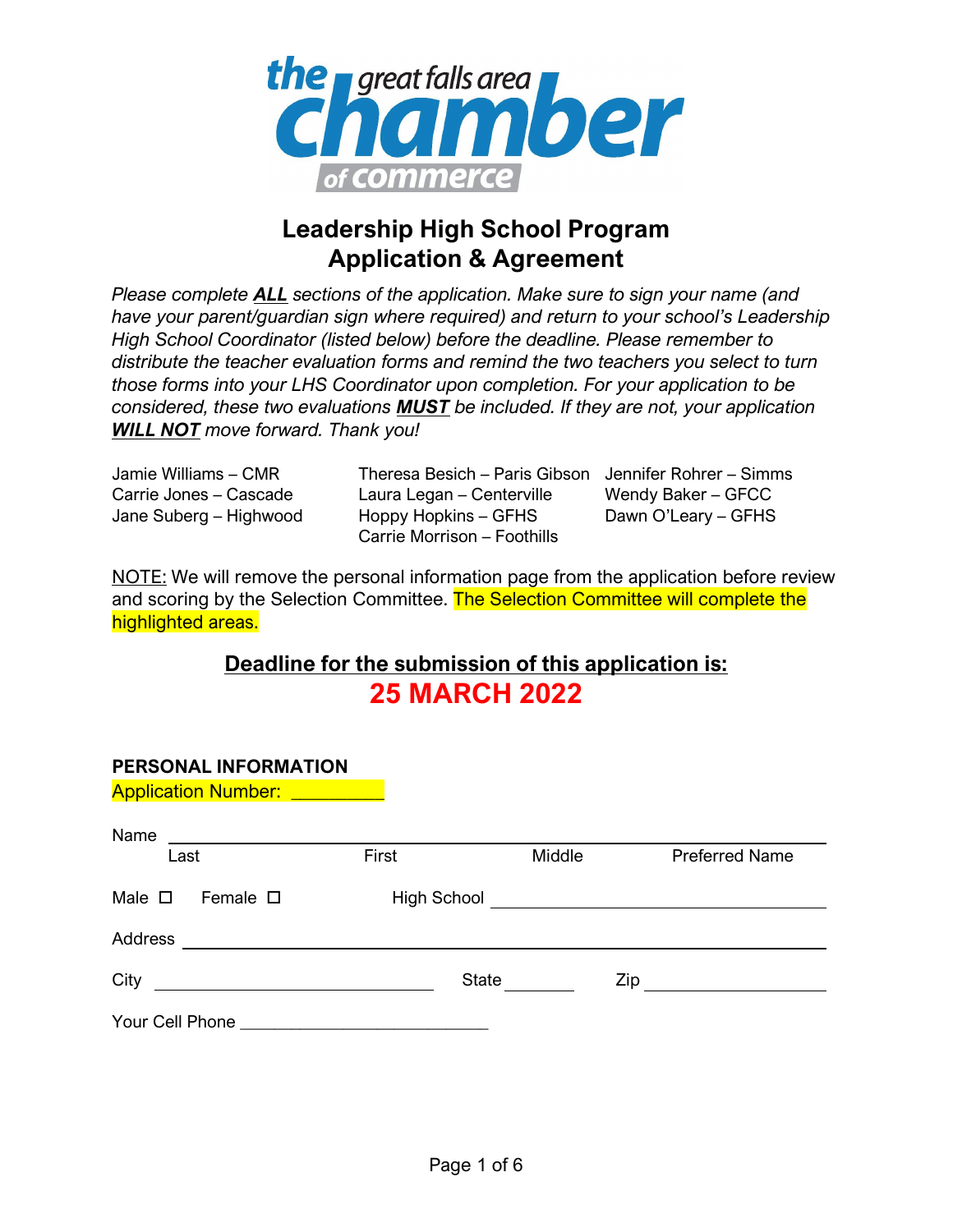the great falls area chamber of commerce

# Leadership High School Program
# Application & Agreement

*Please complete **ALL** sections of the application. Make sure to sign your name (and have your parent/guardian sign where required) and return to your school's Leadership High School Coordinator (listed below) before the deadline. Please remember to distribute the teacher evaluation forms and remind the two teachers you select to turn those forms into your LHS Coordinator upon completion. For your application to be considered, these two evaluations **MUST** be included. If they are not, your application **WILL NOT** move forward. Thank you!*

Jamie Williams – CMR
Carrie Jones – Cascade
Jane Suberg – Highwood
Theresa Besich – Paris Gibson
Laura Legan – Centerville
Hoppy Hopkins – GFHS
Carrie Morrison – Foothills
Jennifer Rohrer – Simms
Wendy Baker – GFCC
Dawn O'Leary – GFHS

NOTE: We will remove the personal information page from the application before review and scoring by the Selection Committee. The Selection Committee will complete the highlighted areas.

## Deadline for the submission of this application is:
## 25 MARCH 2022

**PERSONAL INFORMATION**

Application Number: _________

Name ________________________________________________
Last    First    Middle    Preferred Name

Male ☐    Female ☐    High School ____________________________

Address ________________________________________________

City ______________________    State ________    Zip ______________

Your Cell Phone ___________________________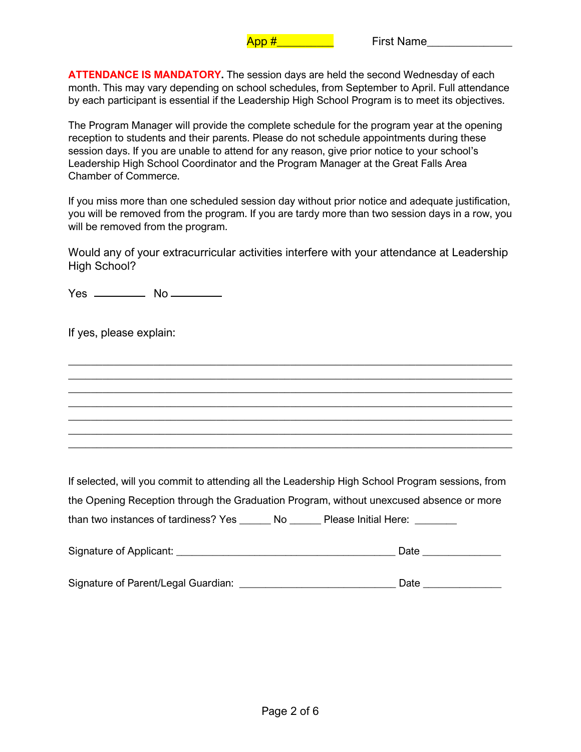App #__________ First Name_______________

**ATTENDANCE IS MANDATORY.** The session days are held the second Wednesday of each month. This may vary depending on school schedules, from September to April. Full attendance by each participant is essential if the Leadership High School Program is to meet its objectives.

The Program Manager will provide the complete schedule for the program year at the opening reception to students and their parents. Please do not schedule appointments during these session days. If you are unable to attend for any reason, give prior notice to your school's Leadership High School Coordinator and the Program Manager at the Great Falls Area Chamber of Commerce.

If you miss more than one scheduled session day without prior notice and adequate justification, you will be removed from the program. If you are tardy more than two session days in a row, you will be removed from the program.

Would any of your extracurricular activities interfere with your attendance at Leadership High School?

Yes __________ No __________

If yes, please explain:

_____________________________________________________________________________
_____________________________________________________________________________
_____________________________________________________________________________
_____________________________________________________________________________
_____________________________________________________________________________
_____________________________________________________________________________
_____________________________________________________________________________

If selected, will you commit to attending all the Leadership High School Program sessions, from the Opening Reception through the Graduation Program, without unexcused absence or more than two instances of tardiness? Yes ______ No ______ Please Initial Here: ________

Signature of Applicant: ________________________________________ Date ______________

Signature of Parent/Legal Guardian: ____________________________ Date ______________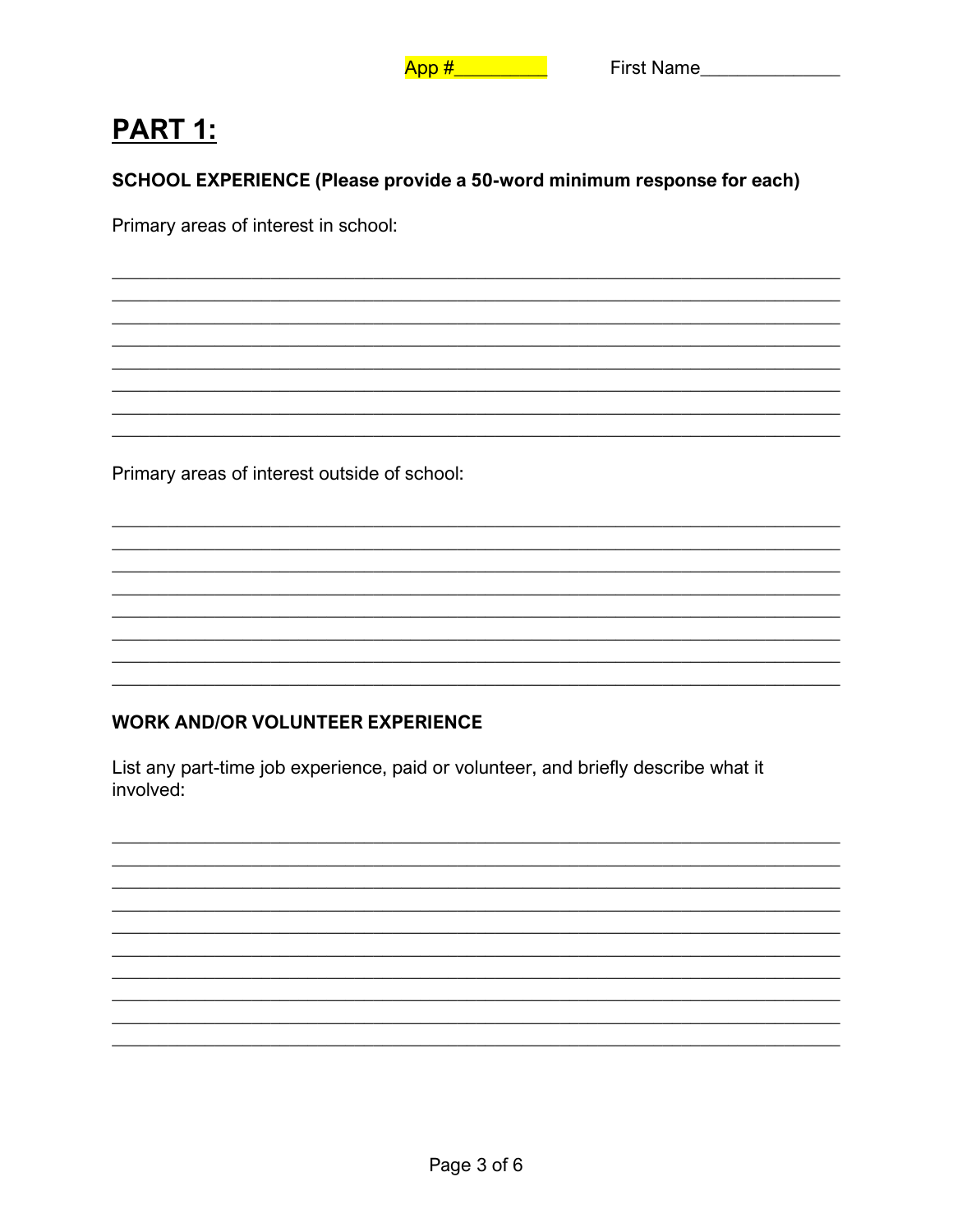App #_________ First Name______________

# PART 1:

**SCHOOL EXPERIENCE (Please provide a 50-word minimum response for each)**

Primary areas of interest in school:

________________________________________________________________________________
________________________________________________________________________________
________________________________________________________________________________
________________________________________________________________________________
________________________________________________________________________________
________________________________________________________________________________
________________________________________________________________________________
________________________________________________________________________________

Primary areas of interest outside of school:

________________________________________________________________________________
________________________________________________________________________________
________________________________________________________________________________
________________________________________________________________________________
________________________________________________________________________________
________________________________________________________________________________
________________________________________________________________________________
________________________________________________________________________________

**WORK AND/OR VOLUNTEER EXPERIENCE**

List any part-time job experience, paid or volunteer, and briefly describe what it involved:

________________________________________________________________________________
________________________________________________________________________________
________________________________________________________________________________
________________________________________________________________________________
________________________________________________________________________________
________________________________________________________________________________
________________________________________________________________________________
________________________________________________________________________________
________________________________________________________________________________
________________________________________________________________________________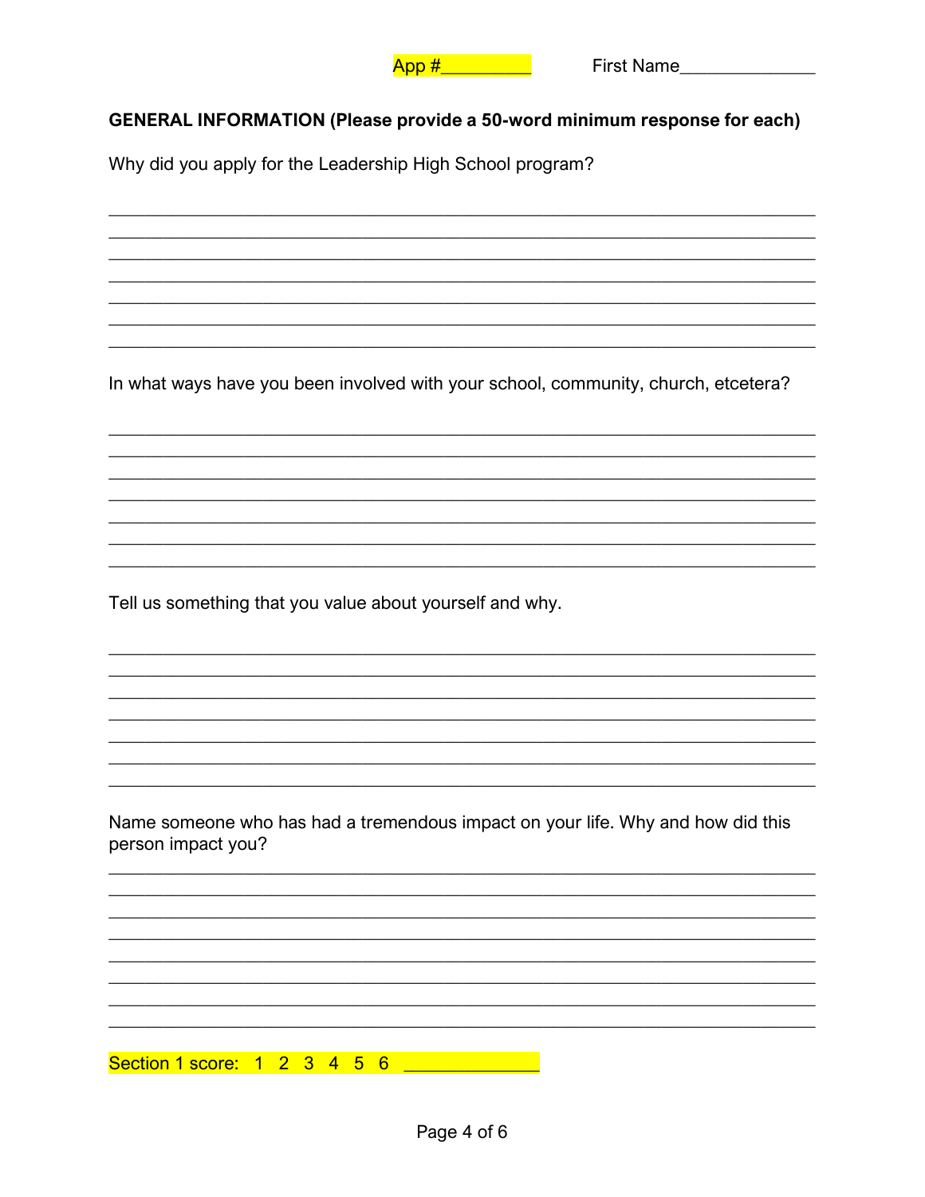App #_________ First Name______________

**GENERAL INFORMATION (Please provide a 50-word minimum response for each)**

Why did you apply for the Leadership High School program?

_______________________________________________________________________
_______________________________________________________________________
_______________________________________________________________________
_______________________________________________________________________
_______________________________________________________________________
_______________________________________________________________________
_______________________________________________________________________

In what ways have you been involved with your school, community, church, etcetera?

_______________________________________________________________________
_______________________________________________________________________
_______________________________________________________________________
_______________________________________________________________________
_______________________________________________________________________
_______________________________________________________________________
_______________________________________________________________________

Tell us something that you value about yourself and why.

_______________________________________________________________________
_______________________________________________________________________
_______________________________________________________________________
_______________________________________________________________________
_______________________________________________________________________
_______________________________________________________________________
_______________________________________________________________________

Name someone who has had a tremendous impact on your life. Why and how did this person impact you?

_______________________________________________________________________
_______________________________________________________________________
_______________________________________________________________________
_______________________________________________________________________
_______________________________________________________________________
_______________________________________________________________________
_______________________________________________________________________
_______________________________________________________________________

Section 1 score: 1 2 3 4 5 6 _____________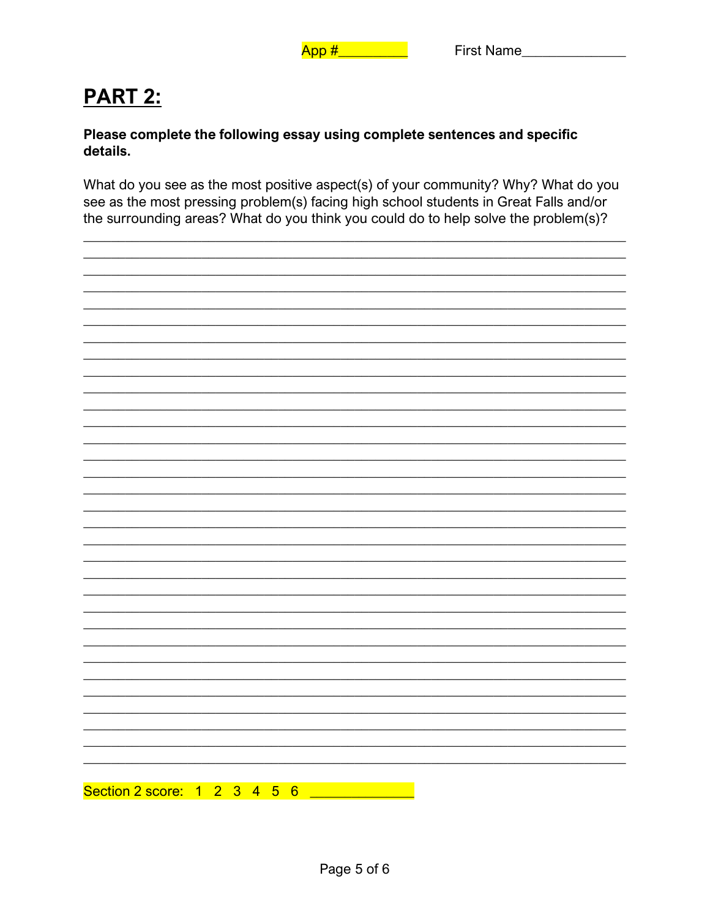App #\_\_\_\_\_\_\_\_\_ First Name\_\_\_\_\_\_\_\_\_\_\_\_\_\_

## PART 2:

**Please complete the following essay using complete sentences and specific details.**

What do you see as the most positive aspect(s) of your community? Why? What do you see as the most pressing problem(s) facing high school students in Great Falls and/or the surrounding areas? What do you think you could do to help solve the problem(s)?

\_\_\_\_\_\_\_\_\_\_\_\_\_\_\_\_\_\_\_\_\_\_\_\_\_\_\_\_\_\_\_\_\_\_\_\_\_\_\_\_\_\_\_\_\_\_\_\_\_\_\_\_\_\_\_\_\_\_\_\_\_\_\_\_\_\_\_\_\_\_\_\_

\_\_\_\_\_\_\_\_\_\_\_\_\_\_\_\_\_\_\_\_\_\_\_\_\_\_\_\_\_\_\_\_\_\_\_\_\_\_\_\_\_\_\_\_\_\_\_\_\_\_\_\_\_\_\_\_\_\_\_\_\_\_\_\_\_\_\_\_\_\_\_\_

\_\_\_\_\_\_\_\_\_\_\_\_\_\_\_\_\_\_\_\_\_\_\_\_\_\_\_\_\_\_\_\_\_\_\_\_\_\_\_\_\_\_\_\_\_\_\_\_\_\_\_\_\_\_\_\_\_\_\_\_\_\_\_\_\_\_\_\_\_\_\_\_

\_\_\_\_\_\_\_\_\_\_\_\_\_\_\_\_\_\_\_\_\_\_\_\_\_\_\_\_\_\_\_\_\_\_\_\_\_\_\_\_\_\_\_\_\_\_\_\_\_\_\_\_\_\_\_\_\_\_\_\_\_\_\_\_\_\_\_\_\_\_\_\_

\_\_\_\_\_\_\_\_\_\_\_\_\_\_\_\_\_\_\_\_\_\_\_\_\_\_\_\_\_\_\_\_\_\_\_\_\_\_\_\_\_\_\_\_\_\_\_\_\_\_\_\_\_\_\_\_\_\_\_\_\_\_\_\_\_\_\_\_\_\_\_\_

\_\_\_\_\_\_\_\_\_\_\_\_\_\_\_\_\_\_\_\_\_\_\_\_\_\_\_\_\_\_\_\_\_\_\_\_\_\_\_\_\_\_\_\_\_\_\_\_\_\_\_\_\_\_\_\_\_\_\_\_\_\_\_\_\_\_\_\_\_\_\_\_

Section 2 score: 1 2 3 4 5 6 \_\_\_\_\_\_\_\_\_\_\_\_\_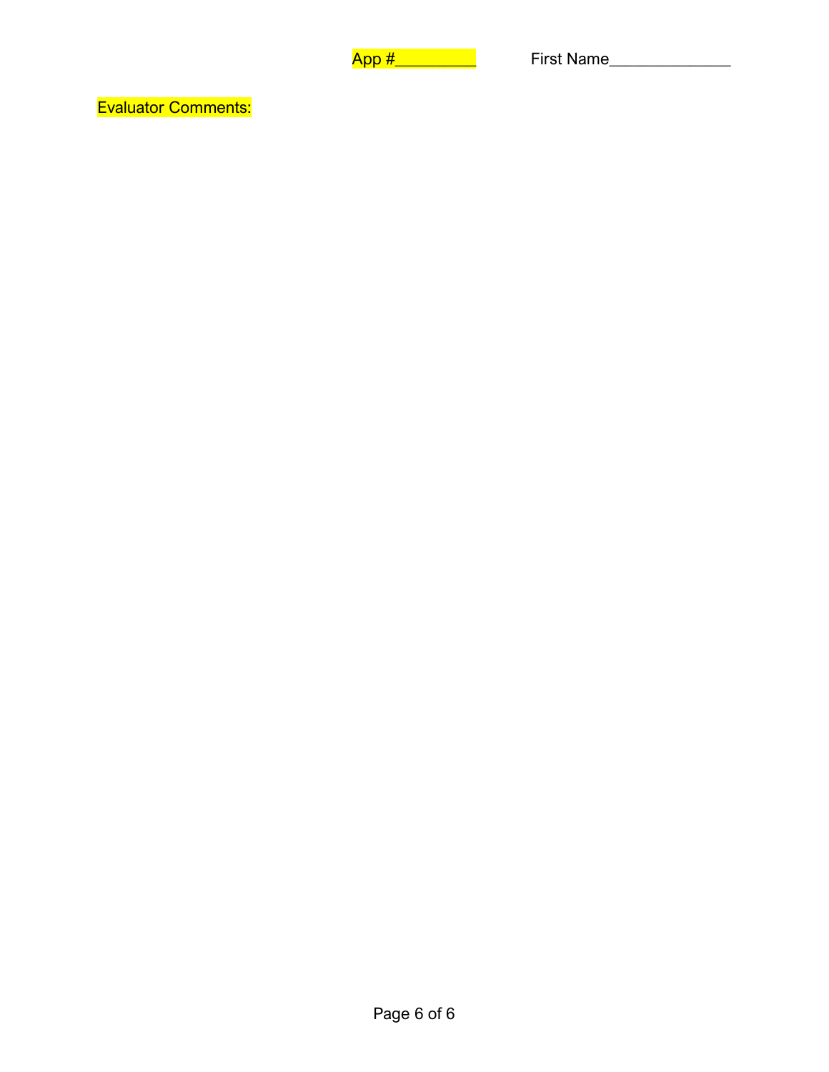App #_________ First Name______________

Evaluator Comments: